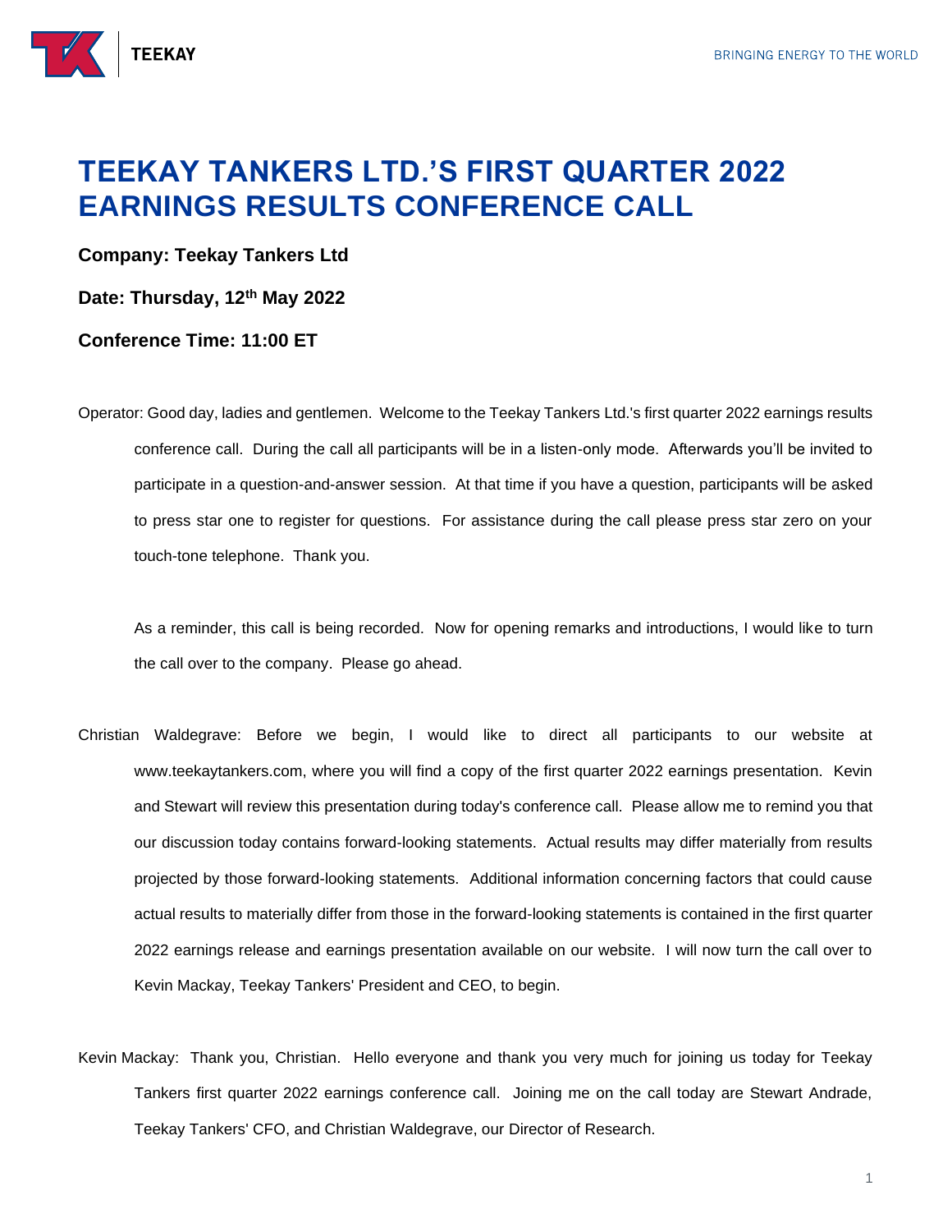# TEEKAY TANKERS LTD.'S FIRST QUARTER 2022 EARNINGS RESULTS CONFERENCE CALL

**Company: Teekay Tankers Ltd**

**Date: Thursday, 12th May 2022**

**Conference Time: 11:00 ET**

Operator: Good day, ladies and gentlemen. Welcome to the Teekay Tankers Ltd.'s first quarter 2022 earnings results conference call. During the call all participants will be in a listen-only mode. Afterwards you'll be invited to participate in a question-and-answer session. At that time if you have a question, participants will be asked to press star one to register for questions. For assistance during the call please press star zero on your touch-tone telephone. Thank you.

As a reminder, this call is being recorded. Now for opening remarks and introductions, I would like to turn the call over to the company. Please go ahead.

Christian Waldegrave: Before we begin, I would like to direct all participants to our website at www.teekaytankers.com, where you will find a copy of the first quarter 2022 earnings presentation. Kevin and Stewart will review this presentation during today's conference call. Please allow me to remind you that our discussion today contains forward-looking statements. Actual results may differ materially from results projected by those forward-looking statements. Additional information concerning factors that could cause actual results to materially differ from those in the forward-looking statements is contained in the first quarter 2022 earnings release and earnings presentation available on our website. I will now turn the call over to Kevin Mackay, Teekay Tankers' President and CEO, to begin.

Kevin Mackay: Thank you, Christian. Hello everyone and thank you very much for joining us today for Teekay Tankers first quarter 2022 earnings conference call. Joining me on the call today are Stewart Andrade, Teekay Tankers' CFO, and Christian Waldegrave, our Director of Research.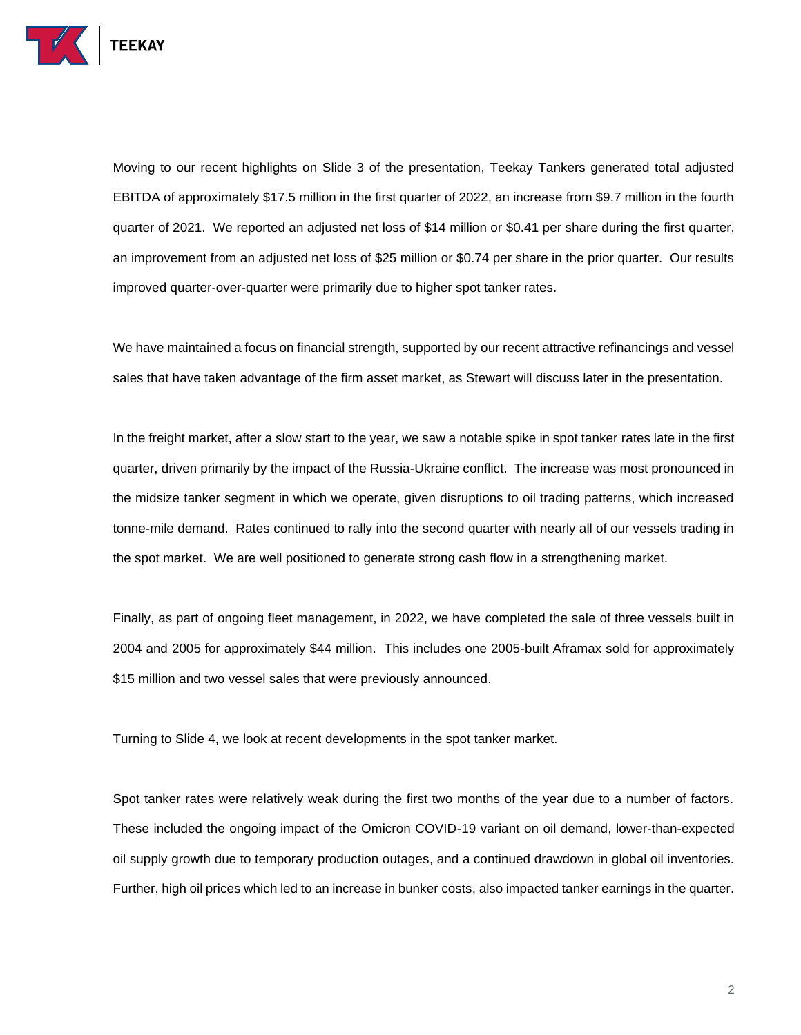Moving to our recent highlights on Slide 3 of the presentation, Teekay Tankers generated total adjusted EBITDA of approximately $17.5 million in the first quarter of 2022, an increase from $9.7 million in the fourth quarter of 2021. We reported an adjusted net loss of $14 million or $0.41 per share during the first quarter, an improvement from an adjusted net loss of $25 million or $0.74 per share in the prior quarter. Our results improved quarter-over-quarter were primarily due to higher spot tanker rates.

We have maintained a focus on financial strength, supported by our recent attractive refinancings and vessel sales that have taken advantage of the firm asset market, as Stewart will discuss later in the presentation.

In the freight market, after a slow start to the year, we saw a notable spike in spot tanker rates late in the first quarter, driven primarily by the impact of the Russia-Ukraine conflict. The increase was most pronounced in the midsize tanker segment in which we operate, given disruptions to oil trading patterns, which increased tonne-mile demand. Rates continued to rally into the second quarter with nearly all of our vessels trading in the spot market. We are well positioned to generate strong cash flow in a strengthening market.

Finally, as part of ongoing fleet management, in 2022, we have completed the sale of three vessels built in 2004 and 2005 for approximately $44 million. This includes one 2005-built Aframax sold for approximately $15 million and two vessel sales that were previously announced.

Turning to Slide 4, we look at recent developments in the spot tanker market.

Spot tanker rates were relatively weak during the first two months of the year due to a number of factors. These included the ongoing impact of the Omicron COVID-19 variant on oil demand, lower-than-expected oil supply growth due to temporary production outages, and a continued drawdown in global oil inventories. Further, high oil prices which led to an increase in bunker costs, also impacted tanker earnings in the quarter.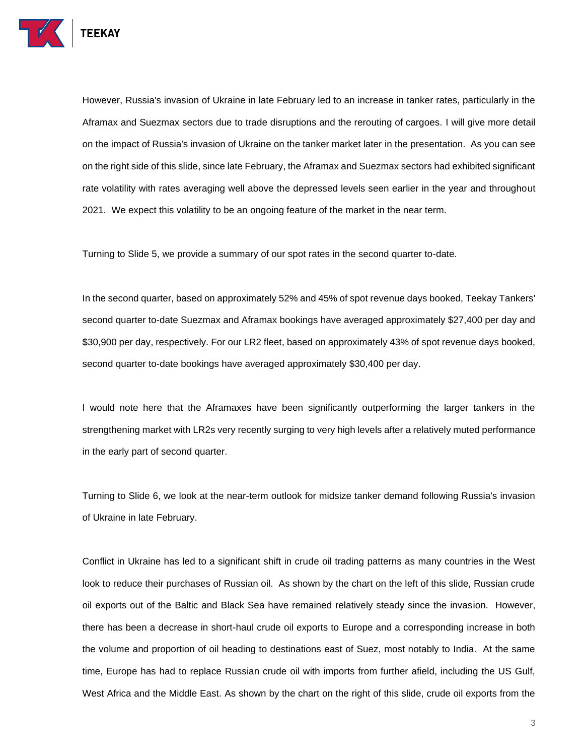However, Russia's invasion of Ukraine in late February led to an increase in tanker rates, particularly in the Aframax and Suezmax sectors due to trade disruptions and the rerouting of cargoes. I will give more detail on the impact of Russia's invasion of Ukraine on the tanker market later in the presentation. As you can see on the right side of this slide, since late February, the Aframax and Suezmax sectors had exhibited significant rate volatility with rates averaging well above the depressed levels seen earlier in the year and throughout 2021. We expect this volatility to be an ongoing feature of the market in the near term.

Turning to Slide 5, we provide a summary of our spot rates in the second quarter to-date.

In the second quarter, based on approximately 52% and 45% of spot revenue days booked, Teekay Tankers' second quarter to-date Suezmax and Aframax bookings have averaged approximately $27,400 per day and $30,900 per day, respectively. For our LR2 fleet, based on approximately 43% of spot revenue days booked, second quarter to-date bookings have averaged approximately $30,400 per day.

I would note here that the Aframaxes have been significantly outperforming the larger tankers in the strengthening market with LR2s very recently surging to very high levels after a relatively muted performance in the early part of second quarter.

Turning to Slide 6, we look at the near-term outlook for midsize tanker demand following Russia's invasion of Ukraine in late February.

Conflict in Ukraine has led to a significant shift in crude oil trading patterns as many countries in the West look to reduce their purchases of Russian oil. As shown by the chart on the left of this slide, Russian crude oil exports out of the Baltic and Black Sea have remained relatively steady since the invasion. However, there has been a decrease in short-haul crude oil exports to Europe and a corresponding increase in both the volume and proportion of oil heading to destinations east of Suez, most notably to India. At the same time, Europe has had to replace Russian crude oil with imports from further afield, including the US Gulf, West Africa and the Middle East. As shown by the chart on the right of this slide, crude oil exports from the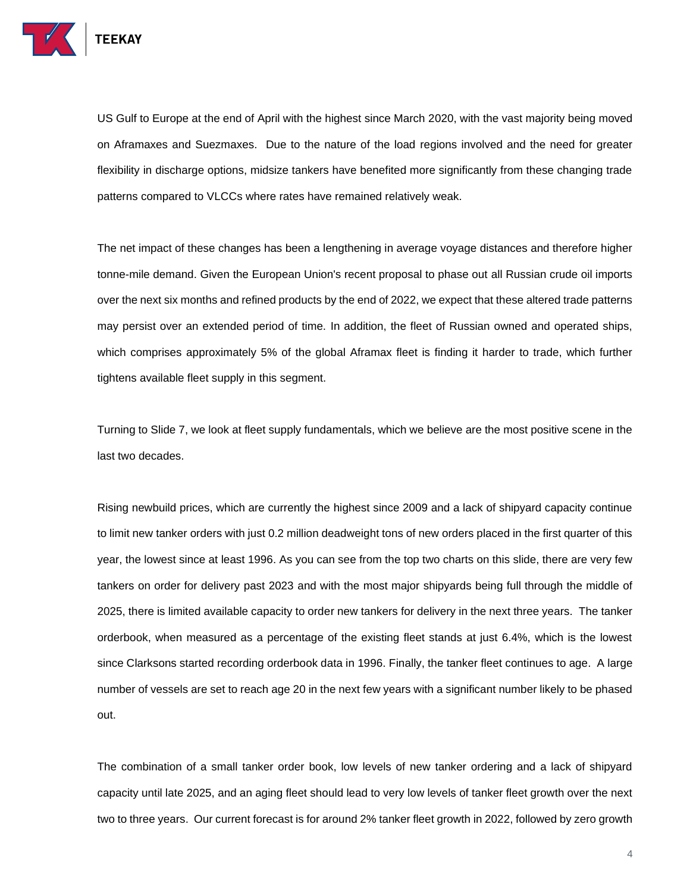US Gulf to Europe at the end of April with the highest since March 2020, with the vast majority being moved on Aframaxes and Suezmaxes. Due to the nature of the load regions involved and the need for greater flexibility in discharge options, midsize tankers have benefited more significantly from these changing trade patterns compared to VLCCs where rates have remained relatively weak.

The net impact of these changes has been a lengthening in average voyage distances and therefore higher tonne-mile demand. Given the European Union's recent proposal to phase out all Russian crude oil imports over the next six months and refined products by the end of 2022, we expect that these altered trade patterns may persist over an extended period of time. In addition, the fleet of Russian owned and operated ships, which comprises approximately 5% of the global Aframax fleet is finding it harder to trade, which further tightens available fleet supply in this segment.

Turning to Slide 7, we look at fleet supply fundamentals, which we believe are the most positive scene in the last two decades.

Rising newbuild prices, which are currently the highest since 2009 and a lack of shipyard capacity continue to limit new tanker orders with just 0.2 million deadweight tons of new orders placed in the first quarter of this year, the lowest since at least 1996. As you can see from the top two charts on this slide, there are very few tankers on order for delivery past 2023 and with the most major shipyards being full through the middle of 2025, there is limited available capacity to order new tankers for delivery in the next three years. The tanker orderbook, when measured as a percentage of the existing fleet stands at just 6.4%, which is the lowest since Clarksons started recording orderbook data in 1996. Finally, the tanker fleet continues to age. A large number of vessels are set to reach age 20 in the next few years with a significant number likely to be phased out.

The combination of a small tanker order book, low levels of new tanker ordering and a lack of shipyard capacity until late 2025, and an aging fleet should lead to very low levels of tanker fleet growth over the next two to three years. Our current forecast is for around 2% tanker fleet growth in 2022, followed by zero growth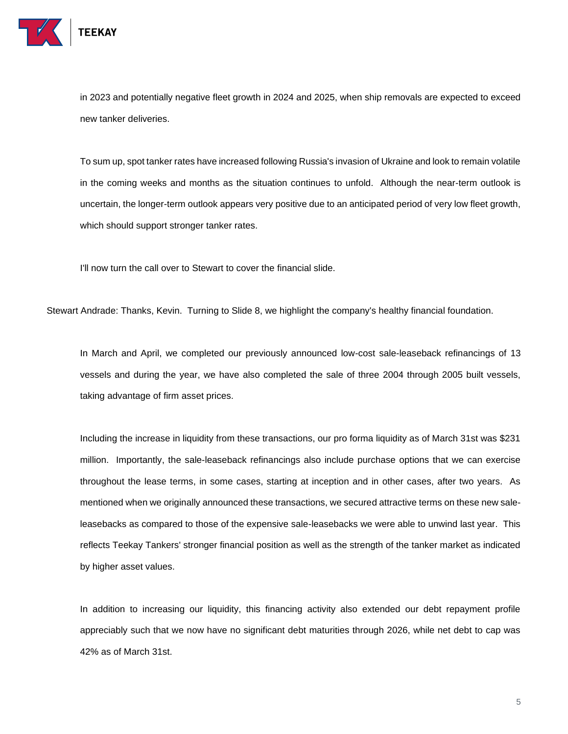in 2023 and potentially negative fleet growth in 2024 and 2025, when ship removals are expected to exceed new tanker deliveries.

To sum up, spot tanker rates have increased following Russia's invasion of Ukraine and look to remain volatile in the coming weeks and months as the situation continues to unfold. Although the near-term outlook is uncertain, the longer-term outlook appears very positive due to an anticipated period of very low fleet growth, which should support stronger tanker rates.

I'll now turn the call over to Stewart to cover the financial slide.

Stewart Andrade: Thanks, Kevin. Turning to Slide 8, we highlight the company's healthy financial foundation.

In March and April, we completed our previously announced low-cost sale-leaseback refinancings of 13 vessels and during the year, we have also completed the sale of three 2004 through 2005 built vessels, taking advantage of firm asset prices.

Including the increase in liquidity from these transactions, our pro forma liquidity as of March 31st was $231 million. Importantly, the sale-leaseback refinancings also include purchase options that we can exercise throughout the lease terms, in some cases, starting at inception and in other cases, after two years. As mentioned when we originally announced these transactions, we secured attractive terms on these new sale-leasebacks as compared to those of the expensive sale-leasebacks we were able to unwind last year. This reflects Teekay Tankers' stronger financial position as well as the strength of the tanker market as indicated by higher asset values.

In addition to increasing our liquidity, this financing activity also extended our debt repayment profile appreciably such that we now have no significant debt maturities through 2026, while net debt to cap was 42% as of March 31st.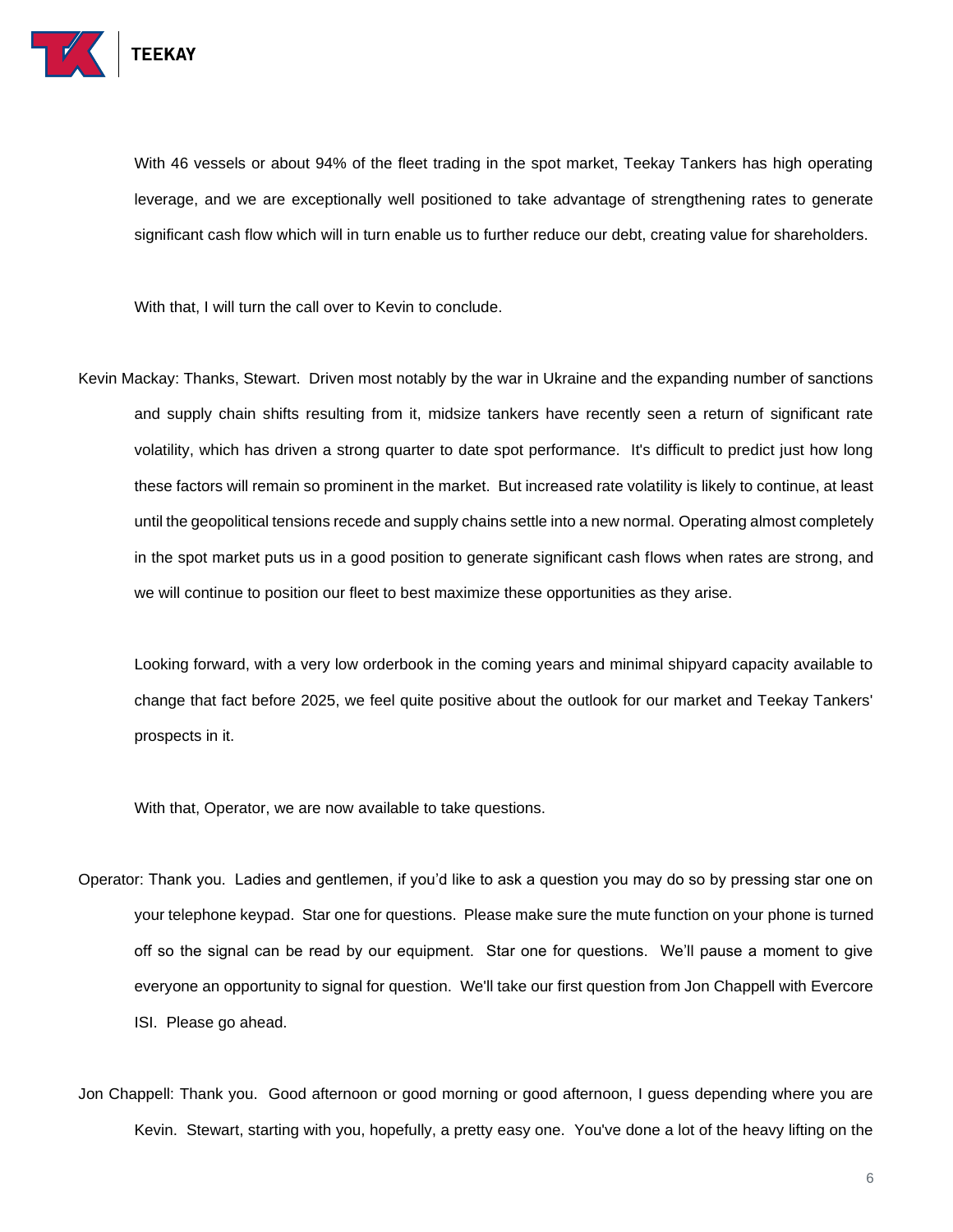With 46 vessels or about 94% of the fleet trading in the spot market, Teekay Tankers has high operating leverage, and we are exceptionally well positioned to take advantage of strengthening rates to generate significant cash flow which will in turn enable us to further reduce our debt, creating value for shareholders.

With that, I will turn the call over to Kevin to conclude.

Kevin Mackay: Thanks, Stewart. Driven most notably by the war in Ukraine and the expanding number of sanctions and supply chain shifts resulting from it, midsize tankers have recently seen a return of significant rate volatility, which has driven a strong quarter to date spot performance. It's difficult to predict just how long these factors will remain so prominent in the market. But increased rate volatility is likely to continue, at least until the geopolitical tensions recede and supply chains settle into a new normal. Operating almost completely in the spot market puts us in a good position to generate significant cash flows when rates are strong, and we will continue to position our fleet to best maximize these opportunities as they arise.

Looking forward, with a very low orderbook in the coming years and minimal shipyard capacity available to change that fact before 2025, we feel quite positive about the outlook for our market and Teekay Tankers' prospects in it.

With that, Operator, we are now available to take questions.

Operator: Thank you. Ladies and gentlemen, if you'd like to ask a question you may do so by pressing star one on your telephone keypad. Star one for questions. Please make sure the mute function on your phone is turned off so the signal can be read by our equipment. Star one for questions. We'll pause a moment to give everyone an opportunity to signal for question. We'll take our first question from Jon Chappell with Evercore ISI. Please go ahead.

Jon Chappell: Thank you. Good afternoon or good morning or good afternoon, I guess depending where you are Kevin. Stewart, starting with you, hopefully, a pretty easy one. You've done a lot of the heavy lifting on the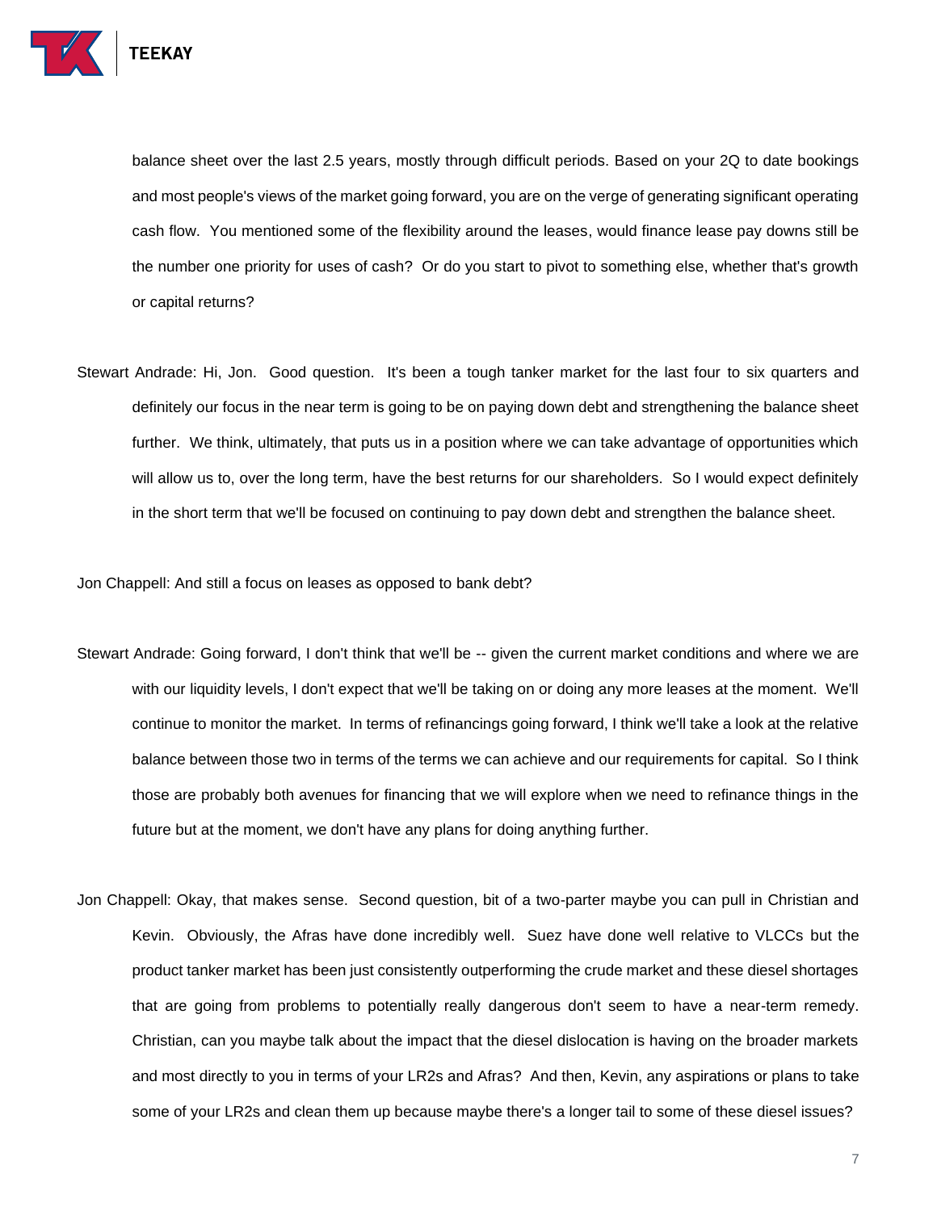balance sheet over the last 2.5 years, mostly through difficult periods. Based on your 2Q to date bookings and most people's views of the market going forward, you are on the verge of generating significant operating cash flow. You mentioned some of the flexibility around the leases, would finance lease pay downs still be the number one priority for uses of cash? Or do you start to pivot to something else, whether that's growth or capital returns?

Stewart Andrade: Hi, Jon. Good question. It's been a tough tanker market for the last four to six quarters and definitely our focus in the near term is going to be on paying down debt and strengthening the balance sheet further. We think, ultimately, that puts us in a position where we can take advantage of opportunities which will allow us to, over the long term, have the best returns for our shareholders. So I would expect definitely in the short term that we'll be focused on continuing to pay down debt and strengthen the balance sheet.

Jon Chappell: And still a focus on leases as opposed to bank debt?

Stewart Andrade: Going forward, I don't think that we'll be -- given the current market conditions and where we are with our liquidity levels, I don't expect that we'll be taking on or doing any more leases at the moment. We'll continue to monitor the market. In terms of refinancings going forward, I think we'll take a look at the relative balance between those two in terms of the terms we can achieve and our requirements for capital. So I think those are probably both avenues for financing that we will explore when we need to refinance things in the future but at the moment, we don't have any plans for doing anything further.

Jon Chappell: Okay, that makes sense. Second question, bit of a two-parter maybe you can pull in Christian and Kevin. Obviously, the Afras have done incredibly well. Suez have done well relative to VLCCs but the product tanker market has been just consistently outperforming the crude market and these diesel shortages that are going from problems to potentially really dangerous don't seem to have a near-term remedy. Christian, can you maybe talk about the impact that the diesel dislocation is having on the broader markets and most directly to you in terms of your LR2s and Afras? And then, Kevin, any aspirations or plans to take some of your LR2s and clean them up because maybe there's a longer tail to some of these diesel issues?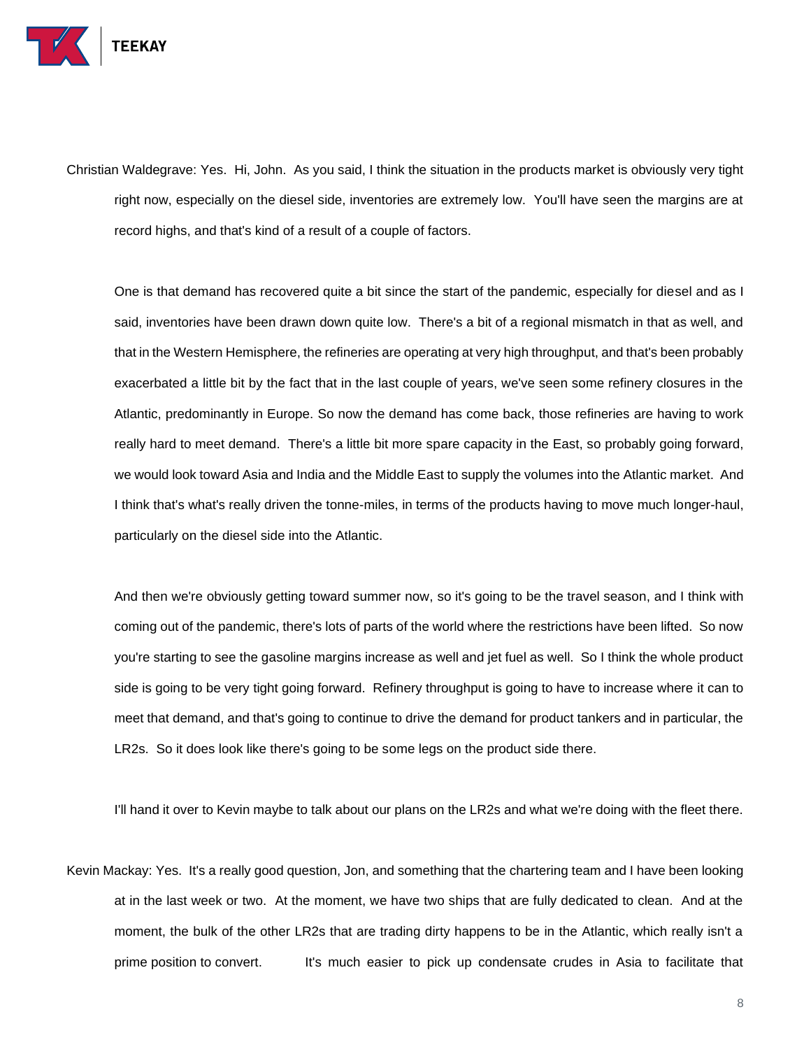Christian Waldegrave: Yes. Hi, John. As you said, I think the situation in the products market is obviously very tight right now, especially on the diesel side, inventories are extremely low. You'll have seen the margins are at record highs, and that's kind of a result of a couple of factors.

One is that demand has recovered quite a bit since the start of the pandemic, especially for diesel and as I said, inventories have been drawn down quite low. There's a bit of a regional mismatch in that as well, and that in the Western Hemisphere, the refineries are operating at very high throughput, and that's been probably exacerbated a little bit by the fact that in the last couple of years, we've seen some refinery closures in the Atlantic, predominantly in Europe. So now the demand has come back, those refineries are having to work really hard to meet demand. There's a little bit more spare capacity in the East, so probably going forward, we would look toward Asia and India and the Middle East to supply the volumes into the Atlantic market. And I think that's what's really driven the tonne-miles, in terms of the products having to move much longer-haul, particularly on the diesel side into the Atlantic.

And then we're obviously getting toward summer now, so it's going to be the travel season, and I think with coming out of the pandemic, there's lots of parts of the world where the restrictions have been lifted. So now you're starting to see the gasoline margins increase as well and jet fuel as well. So I think the whole product side is going to be very tight going forward. Refinery throughput is going to have to increase where it can to meet that demand, and that's going to continue to drive the demand for product tankers and in particular, the LR2s. So it does look like there's going to be some legs on the product side there.

I'll hand it over to Kevin maybe to talk about our plans on the LR2s and what we're doing with the fleet there.

Kevin Mackay: Yes. It's a really good question, Jon, and something that the chartering team and I have been looking at in the last week or two. At the moment, we have two ships that are fully dedicated to clean. And at the moment, the bulk of the other LR2s that are trading dirty happens to be in the Atlantic, which really isn't a prime position to convert. It's much easier to pick up condensate crudes in Asia to facilitate that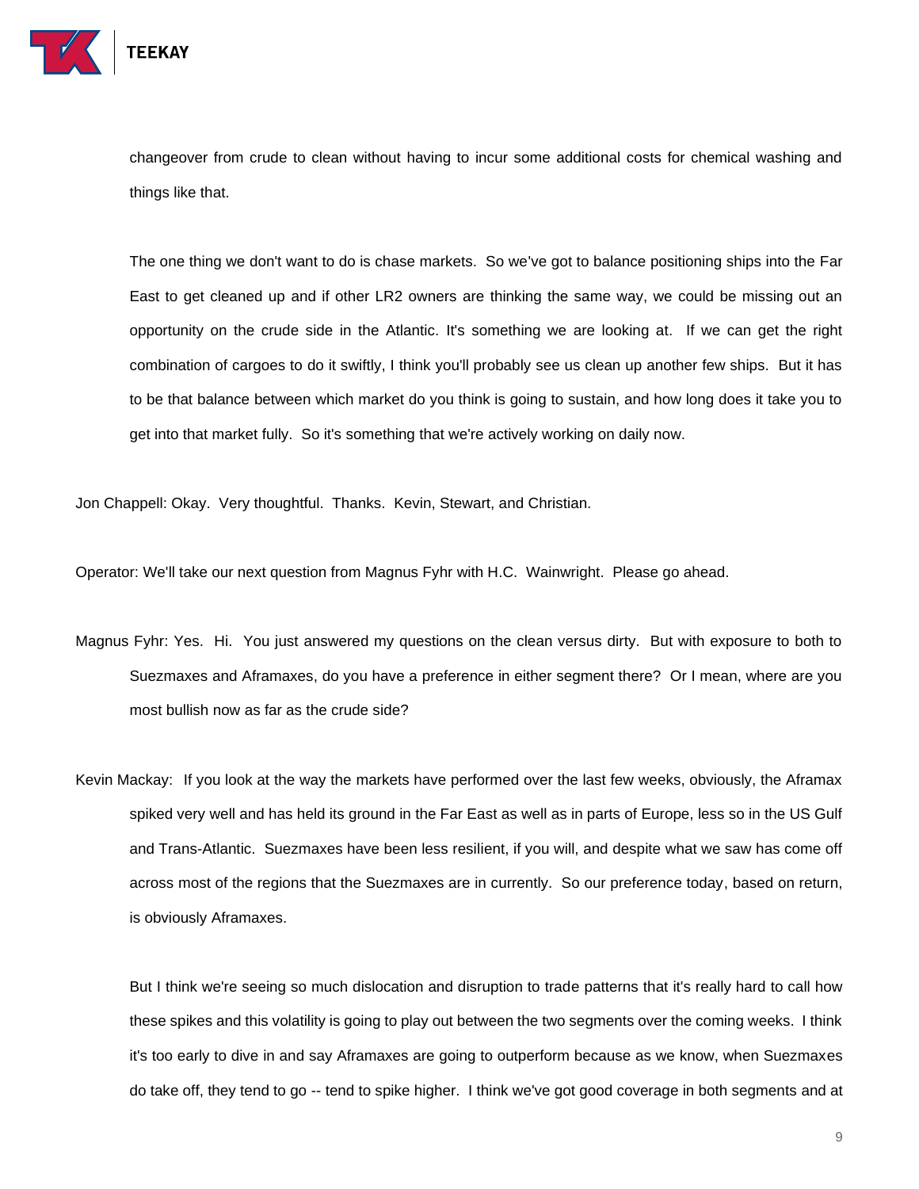changeover from crude to clean without having to incur some additional costs for chemical washing and things like that.

The one thing we don't want to do is chase markets. So we've got to balance positioning ships into the Far East to get cleaned up and if other LR2 owners are thinking the same way, we could be missing out an opportunity on the crude side in the Atlantic. It's something we are looking at. If we can get the right combination of cargoes to do it swiftly, I think you'll probably see us clean up another few ships. But it has to be that balance between which market do you think is going to sustain, and how long does it take you to get into that market fully. So it's something that we're actively working on daily now.

Jon Chappell: Okay. Very thoughtful. Thanks. Kevin, Stewart, and Christian.

Operator: We'll take our next question from Magnus Fyhr with H.C. Wainwright. Please go ahead.

Magnus Fyhr: Yes. Hi. You just answered my questions on the clean versus dirty. But with exposure to both to Suezmaxes and Aframaxes, do you have a preference in either segment there? Or I mean, where are you most bullish now as far as the crude side?

Kevin Mackay: If you look at the way the markets have performed over the last few weeks, obviously, the Aframax spiked very well and has held its ground in the Far East as well as in parts of Europe, less so in the US Gulf and Trans-Atlantic. Suezmaxes have been less resilient, if you will, and despite what we saw has come off across most of the regions that the Suezmaxes are in currently. So our preference today, based on return, is obviously Aframaxes.

But I think we're seeing so much dislocation and disruption to trade patterns that it's really hard to call how these spikes and this volatility is going to play out between the two segments over the coming weeks. I think it's too early to dive in and say Aframaxes are going to outperform because as we know, when Suezmaxes do take off, they tend to go -- tend to spike higher. I think we've got good coverage in both segments and at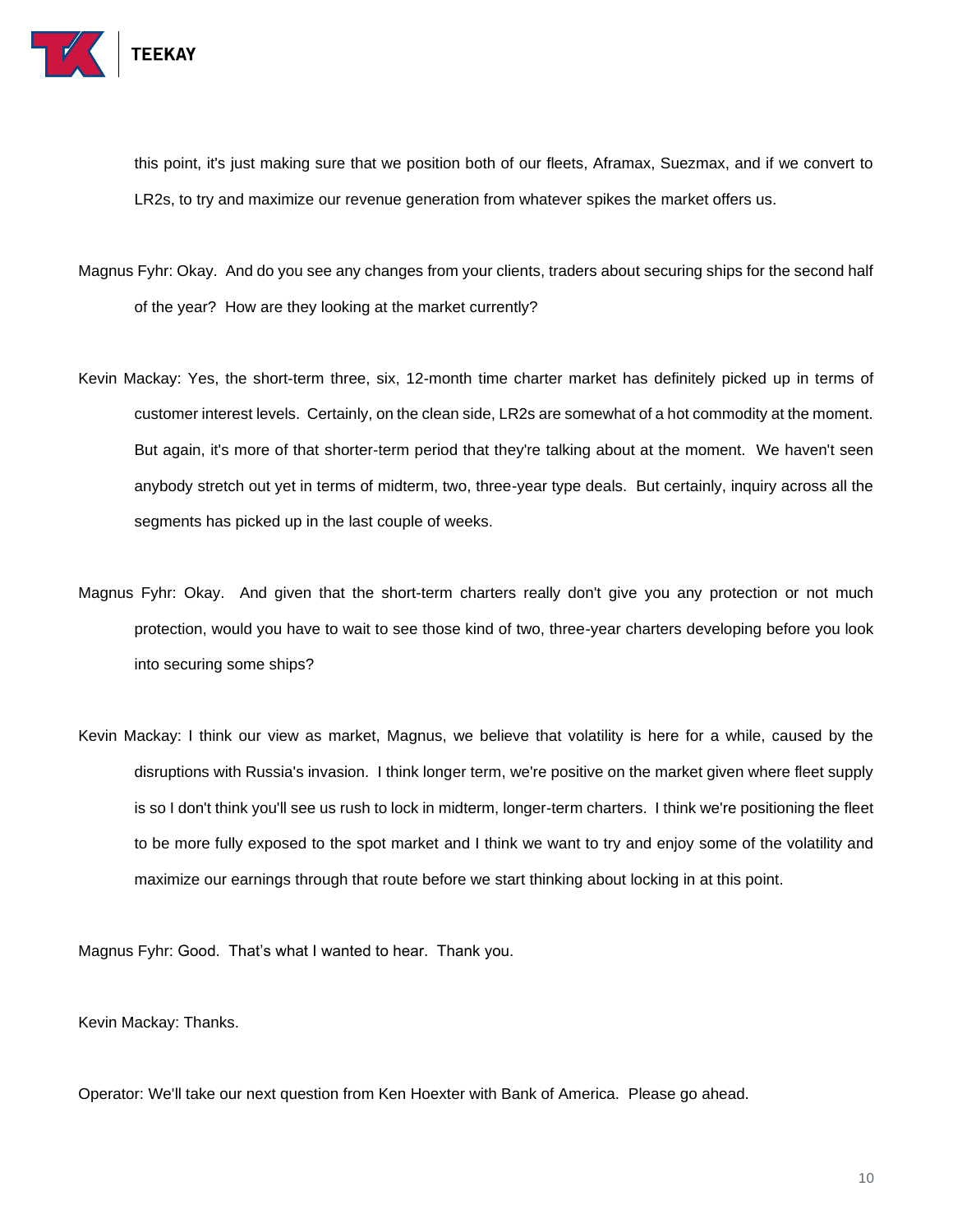this point, it's just making sure that we position both of our fleets, Aframax, Suezmax, and if we convert to LR2s, to try and maximize our revenue generation from whatever spikes the market offers us.

Magnus Fyhr: Okay. And do you see any changes from your clients, traders about securing ships for the second half of the year? How are they looking at the market currently?

Kevin Mackay: Yes, the short-term three, six, 12-month time charter market has definitely picked up in terms of customer interest levels. Certainly, on the clean side, LR2s are somewhat of a hot commodity at the moment. But again, it's more of that shorter-term period that they're talking about at the moment. We haven't seen anybody stretch out yet in terms of midterm, two, three-year type deals. But certainly, inquiry across all the segments has picked up in the last couple of weeks.

Magnus Fyhr: Okay. And given that the short-term charters really don't give you any protection or not much protection, would you have to wait to see those kind of two, three-year charters developing before you look into securing some ships?

Kevin Mackay: I think our view as market, Magnus, we believe that volatility is here for a while, caused by the disruptions with Russia's invasion. I think longer term, we're positive on the market given where fleet supply is so I don't think you'll see us rush to lock in midterm, longer-term charters. I think we're positioning the fleet to be more fully exposed to the spot market and I think we want to try and enjoy some of the volatility and maximize our earnings through that route before we start thinking about locking in at this point.

Magnus Fyhr: Good. That's what I wanted to hear. Thank you.

Kevin Mackay: Thanks.

Operator: We'll take our next question from Ken Hoexter with Bank of America. Please go ahead.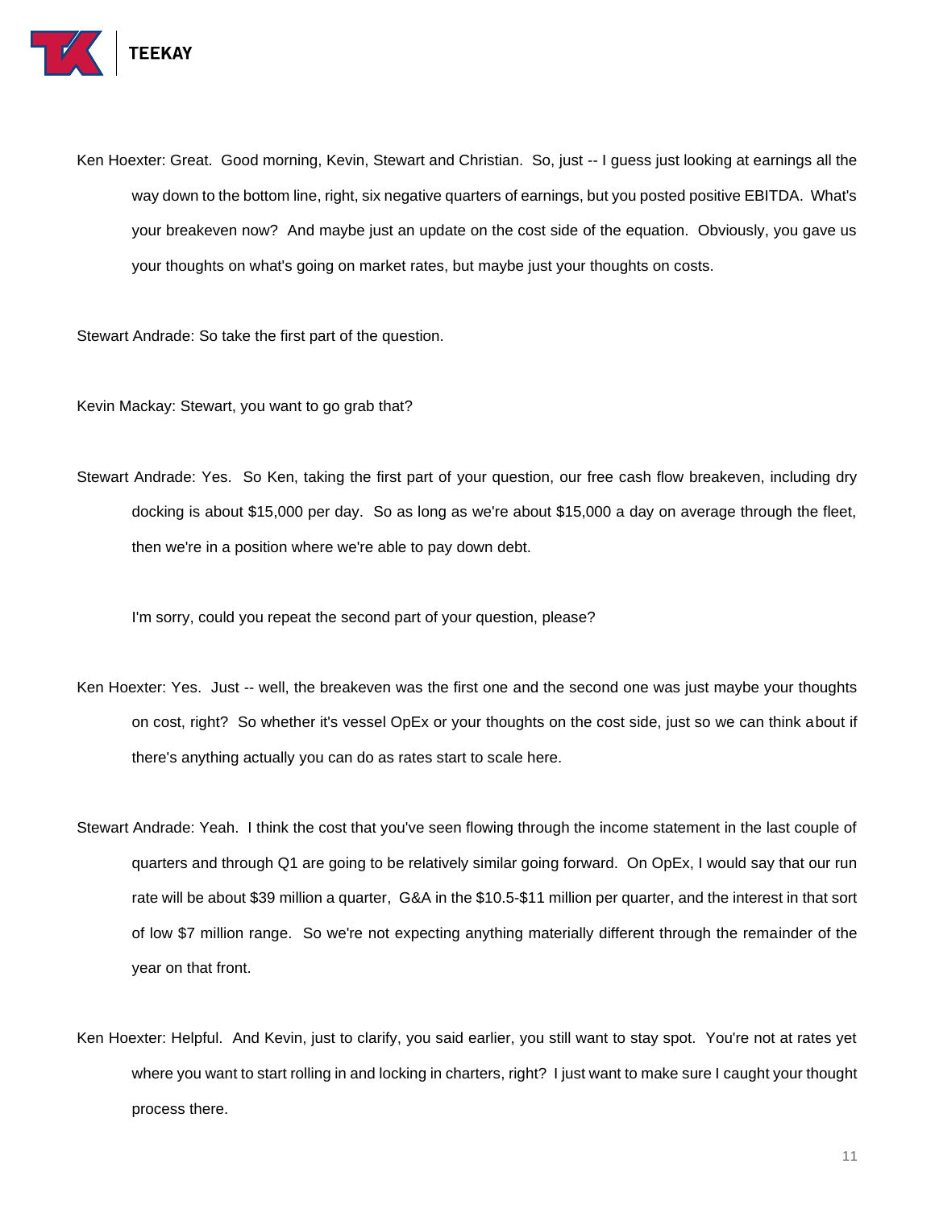Ken Hoexter: Great. Good morning, Kevin, Stewart and Christian. So, just -- I guess just looking at earnings all the way down to the bottom line, right, six negative quarters of earnings, but you posted positive EBITDA. What's your breakeven now? And maybe just an update on the cost side of the equation. Obviously, you gave us your thoughts on what's going on market rates, but maybe just your thoughts on costs.

Stewart Andrade: So take the first part of the question.

Kevin Mackay: Stewart, you want to go grab that?

Stewart Andrade: Yes. So Ken, taking the first part of your question, our free cash flow breakeven, including dry docking is about $15,000 per day. So as long as we're about $15,000 a day on average through the fleet, then we're in a position where we're able to pay down debt.

I'm sorry, could you repeat the second part of your question, please?

Ken Hoexter: Yes. Just -- well, the breakeven was the first one and the second one was just maybe your thoughts on cost, right? So whether it's vessel OpEx or your thoughts on the cost side, just so we can think about if there's anything actually you can do as rates start to scale here.

Stewart Andrade: Yeah. I think the cost that you've seen flowing through the income statement in the last couple of quarters and through Q1 are going to be relatively similar going forward. On OpEx, I would say that our run rate will be about $39 million a quarter, G&A in the $10.5-$11 million per quarter, and the interest in that sort of low $7 million range. So we're not expecting anything materially different through the remainder of the year on that front.

Ken Hoexter: Helpful. And Kevin, just to clarify, you said earlier, you still want to stay spot. You're not at rates yet where you want to start rolling in and locking in charters, right? I just want to make sure I caught your thought process there.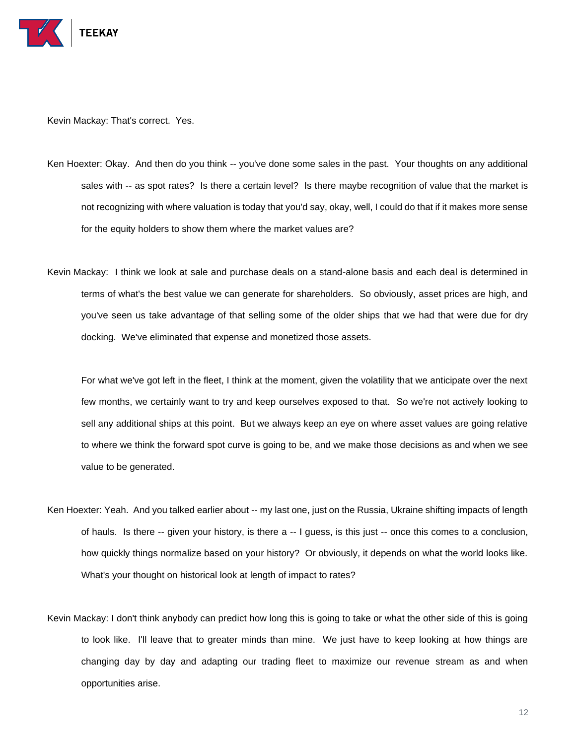Kevin Mackay: That's correct. Yes.

Ken Hoexter: Okay. And then do you think -- you've done some sales in the past. Your thoughts on any additional sales with -- as spot rates? Is there a certain level? Is there maybe recognition of value that the market is not recognizing with where valuation is today that you'd say, okay, well, I could do that if it makes more sense for the equity holders to show them where the market values are?

Kevin Mackay: I think we look at sale and purchase deals on a stand-alone basis and each deal is determined in terms of what's the best value we can generate for shareholders. So obviously, asset prices are high, and you've seen us take advantage of that selling some of the older ships that we had that were due for dry docking. We've eliminated that expense and monetized those assets.

For what we've got left in the fleet, I think at the moment, given the volatility that we anticipate over the next few months, we certainly want to try and keep ourselves exposed to that. So we're not actively looking to sell any additional ships at this point. But we always keep an eye on where asset values are going relative to where we think the forward spot curve is going to be, and we make those decisions as and when we see value to be generated.

Ken Hoexter: Yeah. And you talked earlier about -- my last one, just on the Russia, Ukraine shifting impacts of length of hauls. Is there -- given your history, is there a -- I guess, is this just -- once this comes to a conclusion, how quickly things normalize based on your history? Or obviously, it depends on what the world looks like. What's your thought on historical look at length of impact to rates?

Kevin Mackay: I don't think anybody can predict how long this is going to take or what the other side of this is going to look like. I'll leave that to greater minds than mine. We just have to keep looking at how things are changing day by day and adapting our trading fleet to maximize our revenue stream as and when opportunities arise.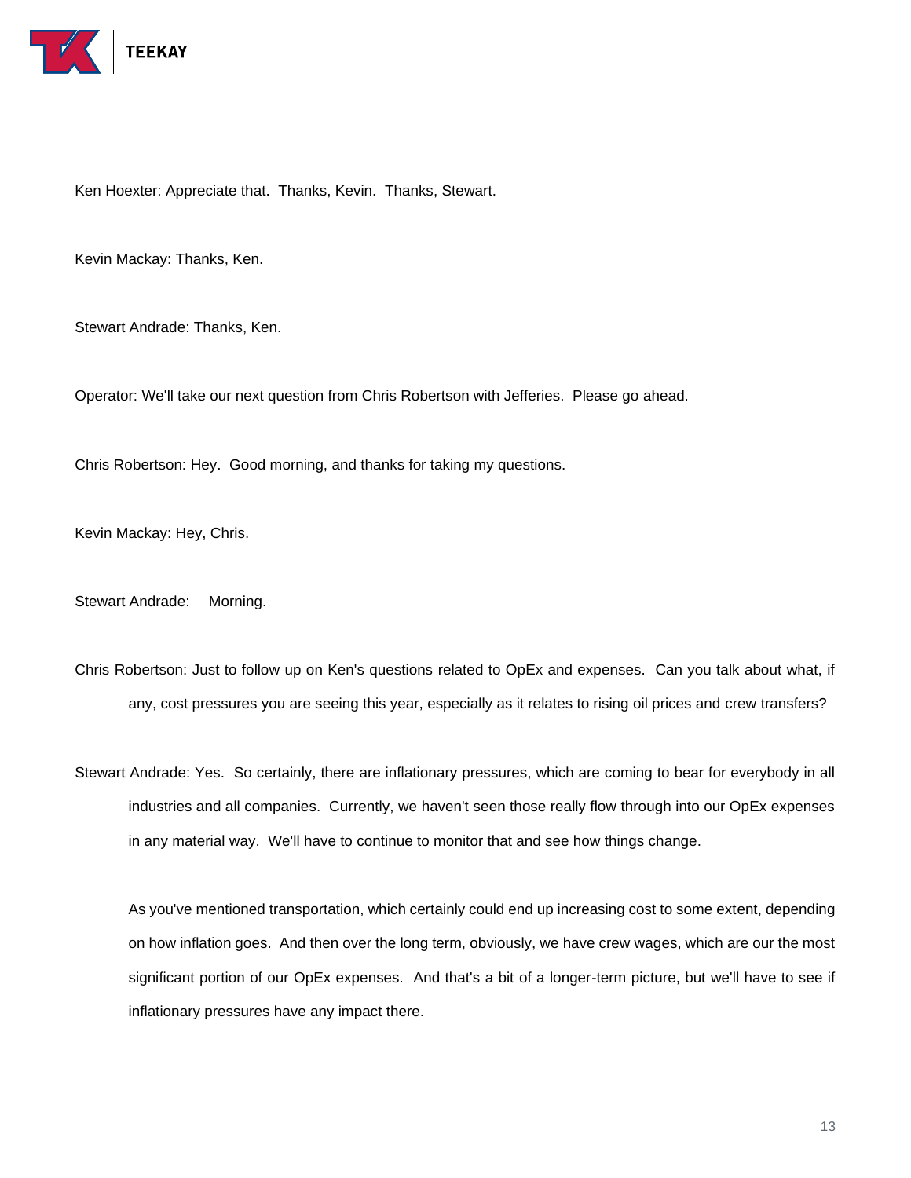Ken Hoexter: Appreciate that. Thanks, Kevin. Thanks, Stewart.

Kevin Mackay: Thanks, Ken.

Stewart Andrade: Thanks, Ken.

Operator: We'll take our next question from Chris Robertson with Jefferies. Please go ahead.

Chris Robertson: Hey. Good morning, and thanks for taking my questions.

Kevin Mackay: Hey, Chris.

Stewart Andrade: Morning.

Chris Robertson: Just to follow up on Ken's questions related to OpEx and expenses. Can you talk about what, if any, cost pressures you are seeing this year, especially as it relates to rising oil prices and crew transfers?

Stewart Andrade: Yes. So certainly, there are inflationary pressures, which are coming to bear for everybody in all industries and all companies. Currently, we haven't seen those really flow through into our OpEx expenses in any material way. We'll have to continue to monitor that and see how things change.

As you've mentioned transportation, which certainly could end up increasing cost to some extent, depending on how inflation goes. And then over the long term, obviously, we have crew wages, which are our the most significant portion of our OpEx expenses. And that's a bit of a longer-term picture, but we'll have to see if inflationary pressures have any impact there.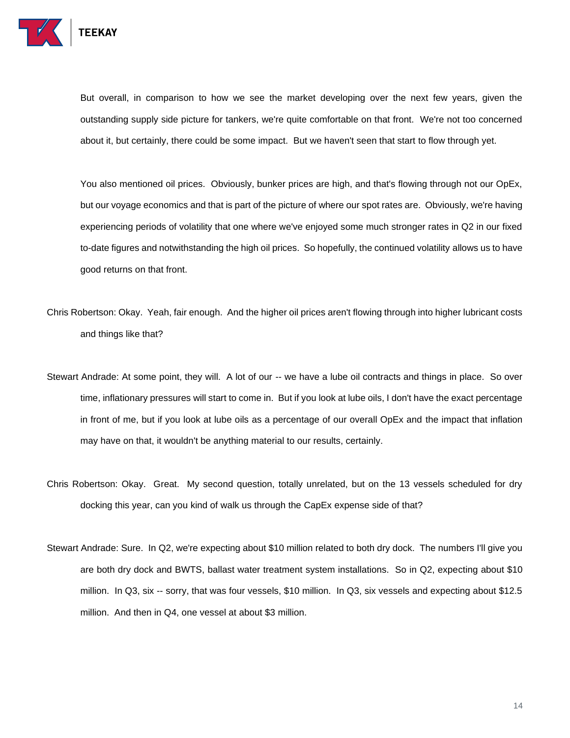But overall, in comparison to how we see the market developing over the next few years, given the outstanding supply side picture for tankers, we're quite comfortable on that front. We're not too concerned about it, but certainly, there could be some impact. But we haven't seen that start to flow through yet.

You also mentioned oil prices. Obviously, bunker prices are high, and that's flowing through not our OpEx, but our voyage economics and that is part of the picture of where our spot rates are. Obviously, we're having experiencing periods of volatility that one where we've enjoyed some much stronger rates in Q2 in our fixed to-date figures and notwithstanding the high oil prices. So hopefully, the continued volatility allows us to have good returns on that front.

Chris Robertson: Okay. Yeah, fair enough. And the higher oil prices aren't flowing through into higher lubricant costs and things like that?

Stewart Andrade: At some point, they will. A lot of our -- we have a lube oil contracts and things in place. So over time, inflationary pressures will start to come in. But if you look at lube oils, I don't have the exact percentage in front of me, but if you look at lube oils as a percentage of our overall OpEx and the impact that inflation may have on that, it wouldn't be anything material to our results, certainly.

Chris Robertson: Okay. Great. My second question, totally unrelated, but on the 13 vessels scheduled for dry docking this year, can you kind of walk us through the CapEx expense side of that?

Stewart Andrade: Sure. In Q2, we're expecting about $10 million related to both dry dock. The numbers I'll give you are both dry dock and BWTS, ballast water treatment system installations. So in Q2, expecting about $10 million. In Q3, six -- sorry, that was four vessels, $10 million. In Q3, six vessels and expecting about $12.5 million. And then in Q4, one vessel at about $3 million.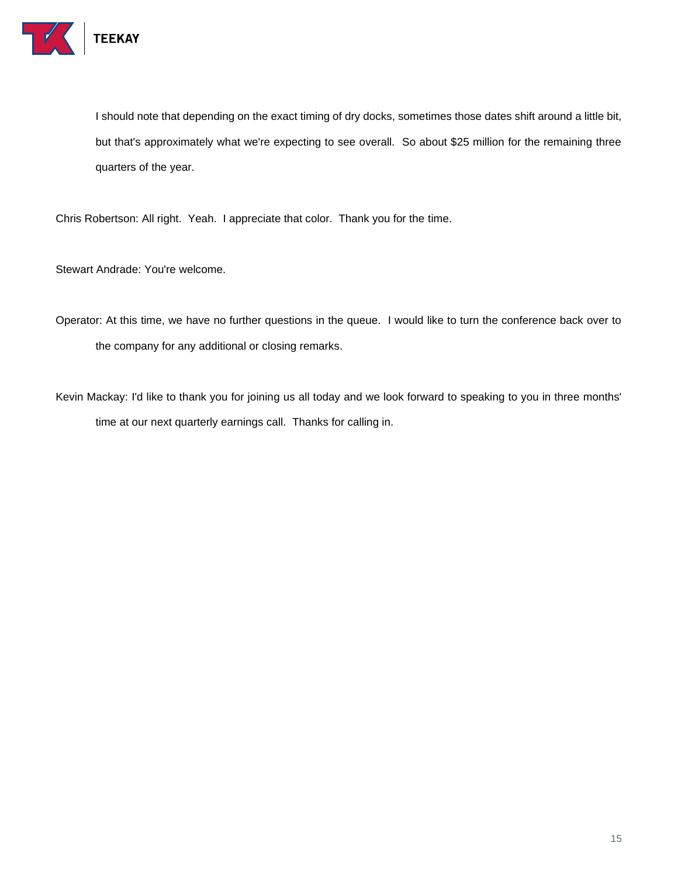I should note that depending on the exact timing of dry docks, sometimes those dates shift around a little bit, but that's approximately what we're expecting to see overall. So about $25 million for the remaining three quarters of the year.

Chris Robertson: All right. Yeah. I appreciate that color. Thank you for the time.

Stewart Andrade: You're welcome.

Operator: At this time, we have no further questions in the queue. I would like to turn the conference back over to the company for any additional or closing remarks.

Kevin Mackay: I'd like to thank you for joining us all today and we look forward to speaking to you in three months' time at our next quarterly earnings call. Thanks for calling in.